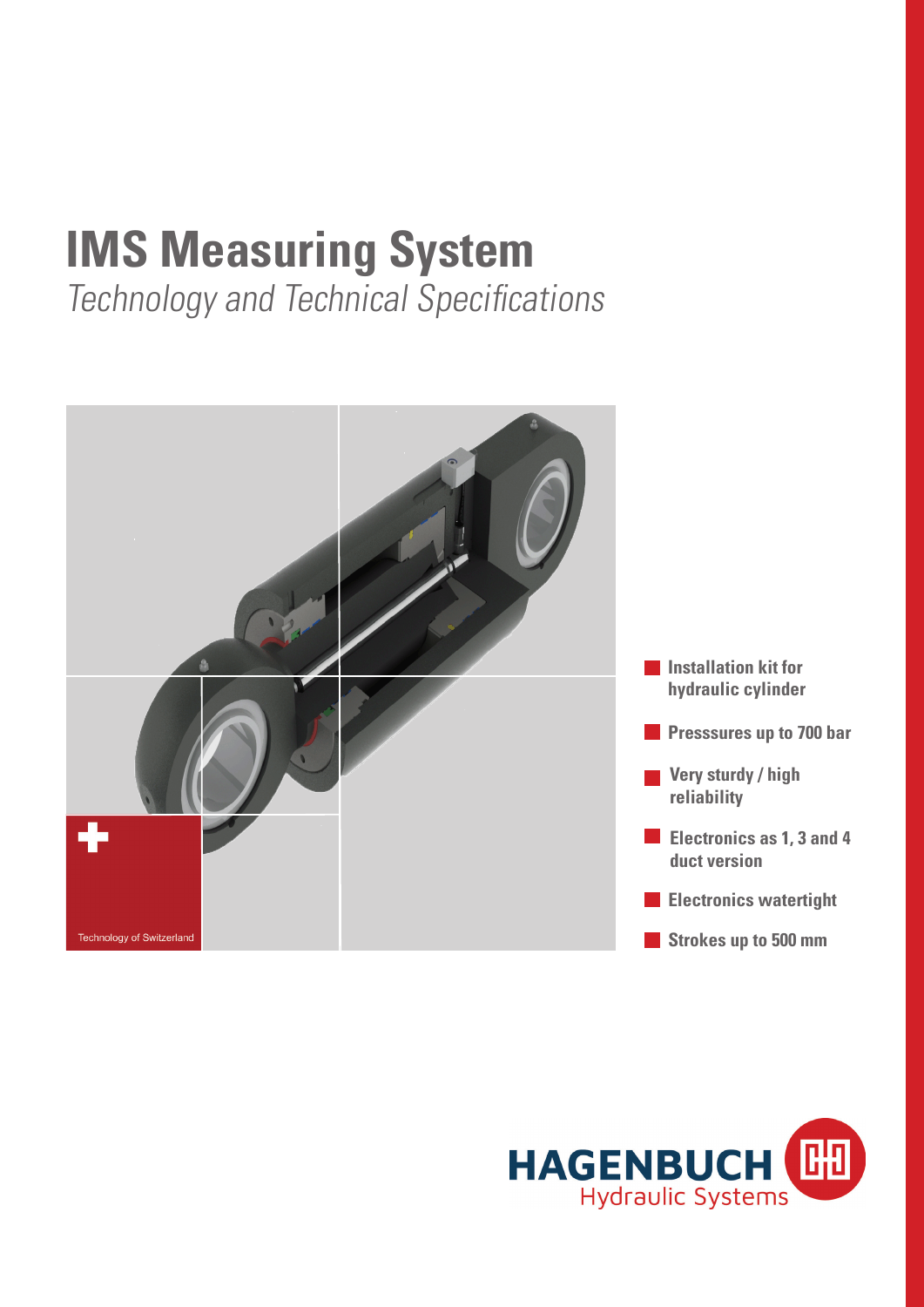# IMS Measuring System

*Technology and Technical Specifications*

Technology of Switzerland

- Installation kit for hydraulic cylinder
- Presssures up to 700 bar
- Very sturdy / high reliability
- Electronics as 1, 3 and 4 duct version
- Electronics watertight
- Strokes up to 500 mm

HAGENBUCH Hydraulic Systems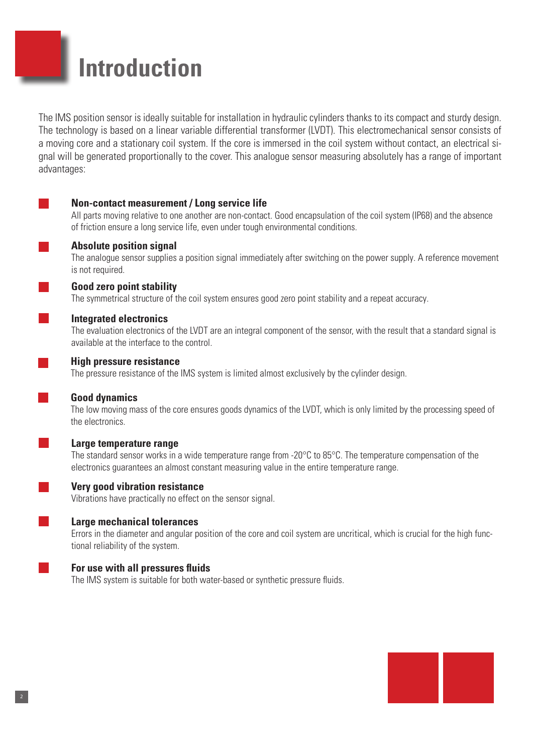# Introduction

The IMS position sensor is ideally suitable for installation in hydraulic cylinders thanks to its compact and sturdy design. The technology is based on a linear variable differential transformer (LVDT). This electromechanical sensor consists of a moving core and a stationary coil system. If the core is immersed in the coil system without contact, an electrical signal will be generated proportionally to the cover. This analogue sensor measuring absolutely has a range of important advantages:

- **Non-contact measurement / Long service life**
  All parts moving relative to one another are non-contact. Good encapsulation of the coil system (IP68) and the absence of friction ensure a long service life, even under tough environmental conditions.

- **Absolute position signal**
  The analogue sensor supplies a position signal immediately after switching on the power supply. A reference movement is not required.

- **Good zero point stability**
  The symmetrical structure of the coil system ensures good zero point stability and a repeat accuracy.

- **Integrated electronics**
  The evaluation electronics of the LVDT are an integral component of the sensor, with the result that a standard signal is available at the interface to the control.

- **High pressure resistance**
  The pressure resistance of the IMS system is limited almost exclusively by the cylinder design.

- **Good dynamics**
  The low moving mass of the core ensures goods dynamics of the LVDT, which is only limited by the processing speed of the electronics.

- **Large temperature range**
  The standard sensor works in a wide temperature range from -20°C to 85°C. The temperature compensation of the electronics guarantees an almost constant measuring value in the entire temperature range.

- **Very good vibration resistance**
  Vibrations have practically no effect on the sensor signal.

- **Large mechanical tolerances**
  Errors in the diameter and angular position of the core and coil system are uncritical, which is crucial for the high functional reliability of the system.

- **For use with all pressures fluids**
  The IMS system is suitable for both water-based or synthetic pressure fluids.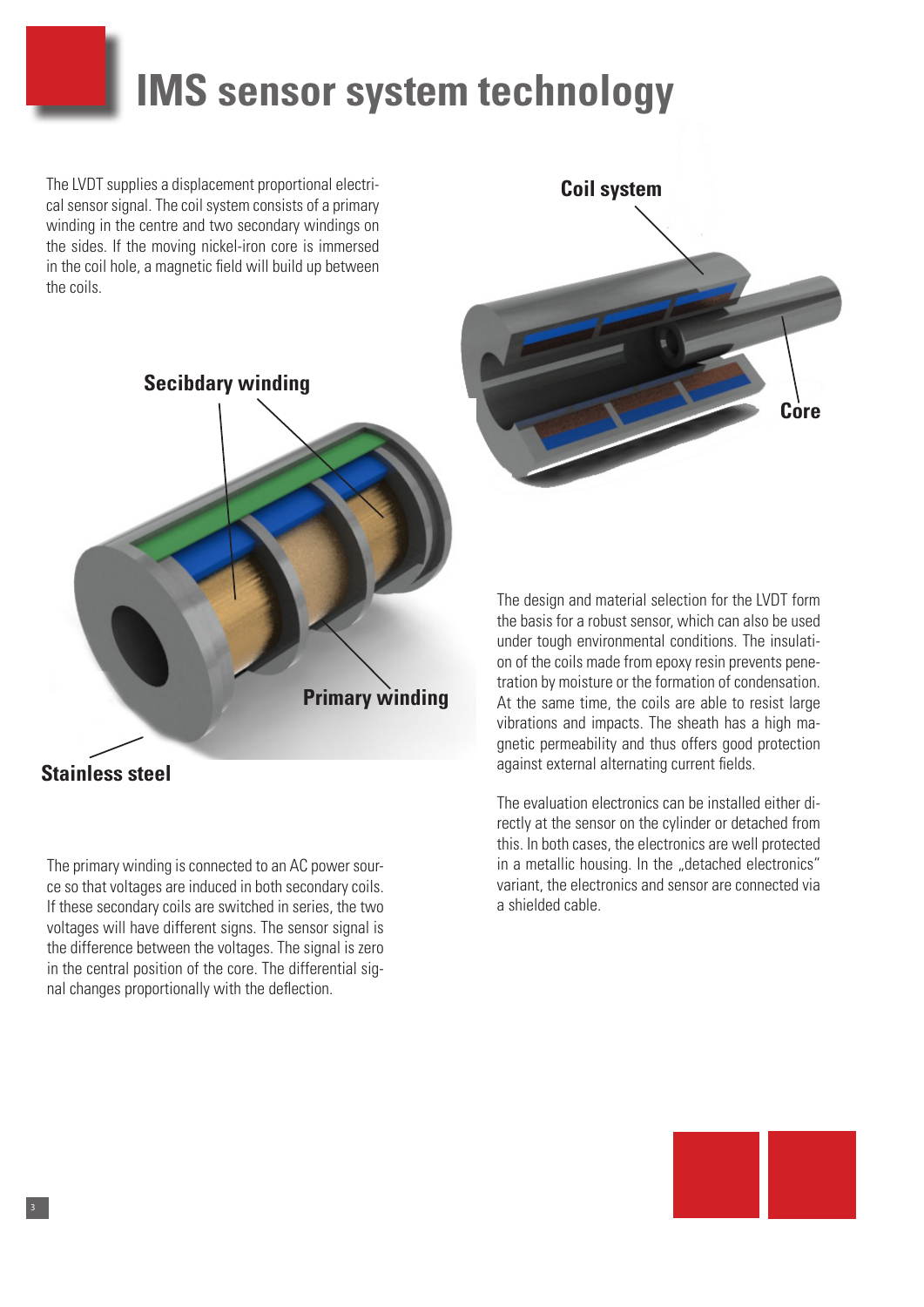# IMS sensor system technology

The LVDT supplies a displacement proportional electrical sensor signal. The coil system consists of a primary winding in the centre and two secondary windings on the sides. If the moving nickel-iron core is immersed in the coil hole, a magnetic field will build up between the coils.

Coil system

Core

Secibdary winding

Primary winding

Stainless steel

The primary winding is connected to an AC power source so that voltages are induced in both secondary coils. If these secondary coils are switched in series, the two voltages will have different signs. The sensor signal is the difference between the voltages. The signal is zero in the central position of the core. The differential signal changes proportionally with the deflection.

The design and material selection for the LVDT form the basis for a robust sensor, which can also be used under tough environmental conditions. The insulation of the coils made from epoxy resin prevents penetration by moisture or the formation of condensation. At the same time, the coils are able to resist large vibrations and impacts. The sheath has a high magnetic permeability and thus offers good protection against external alternating current fields.

The evaluation electronics can be installed either directly at the sensor on the cylinder or detached from this. In both cases, the electronics are well protected in a metallic housing. In the „detached electronics" variant, the electronics and sensor are connected via a shielded cable.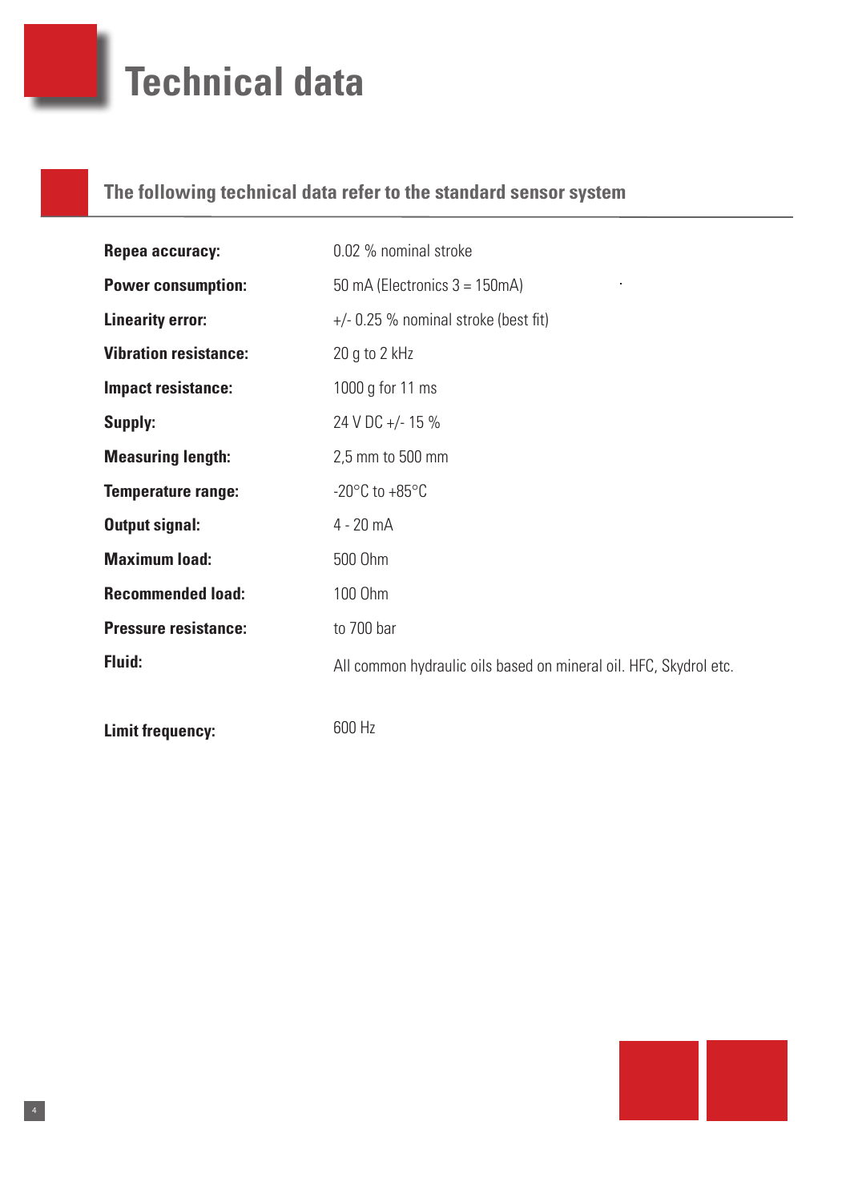# Technical data

## The following technical data refer to the standard sensor system

| | |
|---|---|
| **Repea accuracy:** | 0.02 % nominal stroke |
| **Power consumption:** | 50 mA (Electronics 3 = 150mA) |
| **Linearity error:** | +/- 0.25 % nominal stroke (best fit) |
| **Vibration resistance:** | 20 g to 2 kHz |
| **Impact resistance:** | 1000 g for 11 ms |
| **Supply:** | 24 V DC +/- 15 % |
| **Measuring length:** | 2,5 mm to 500 mm |
| **Temperature range:** | -20°C to +85°C |
| **Output signal:** | 4 - 20 mA |
| **Maximum load:** | 500 Ohm |
| **Recommended load:** | 100 Ohm |
| **Pressure resistance:** | to 700 bar |
| **Fluid:** | All common hydraulic oils based on mineral oil. HFC, Skydrol etc. |
| **Limit frequency:** | 600 Hz |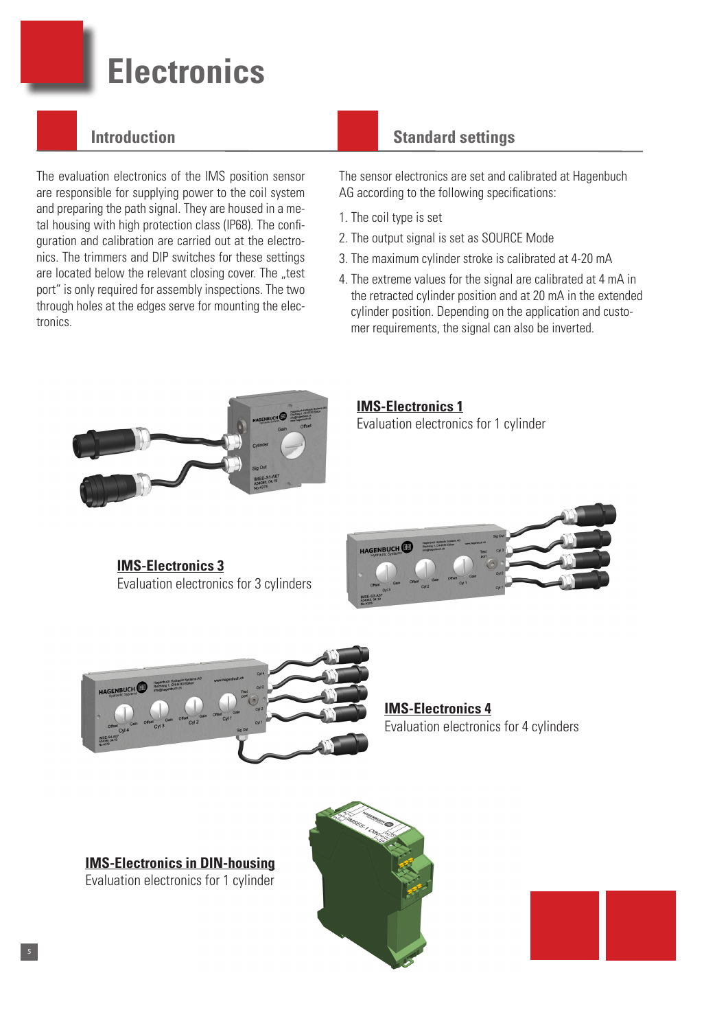# Electronics

## Introduction

The evaluation electronics of the IMS position sensor are responsible for supplying power to the coil system and preparing the path signal. They are housed in a metal housing with high protection class (IP68). The configuration and calibration are carried out at the electronics. The trimmers and DIP switches for these settings are located below the relevant closing cover. The „test port" is only required for assembly inspections. The two through holes at the edges serve for mounting the electronics.

## Standard settings

The sensor electronics are set and calibrated at Hagenbuch AG according to the following specifications:

1. The coil type is set
2. The output signal is set as SOURCE Mode
3. The maximum cylinder stroke is calibrated at 4-20 mA
4. The extreme values for the signal are calibrated at 4 mA in the retracted cylinder position and at 20 mA in the extended cylinder position. Depending on the application and customer requirements, the signal can also be inverted.

**IMS-Electronics 1**
Evaluation electronics for 1 cylinder

**IMS-Electronics 3**
Evaluation electronics for 3 cylinders

**IMS-Electronics 4**
Evaluation electronics for 4 cylinders

**IMS-Electronics in DIN-housing**
Evaluation electronics for 1 cylinder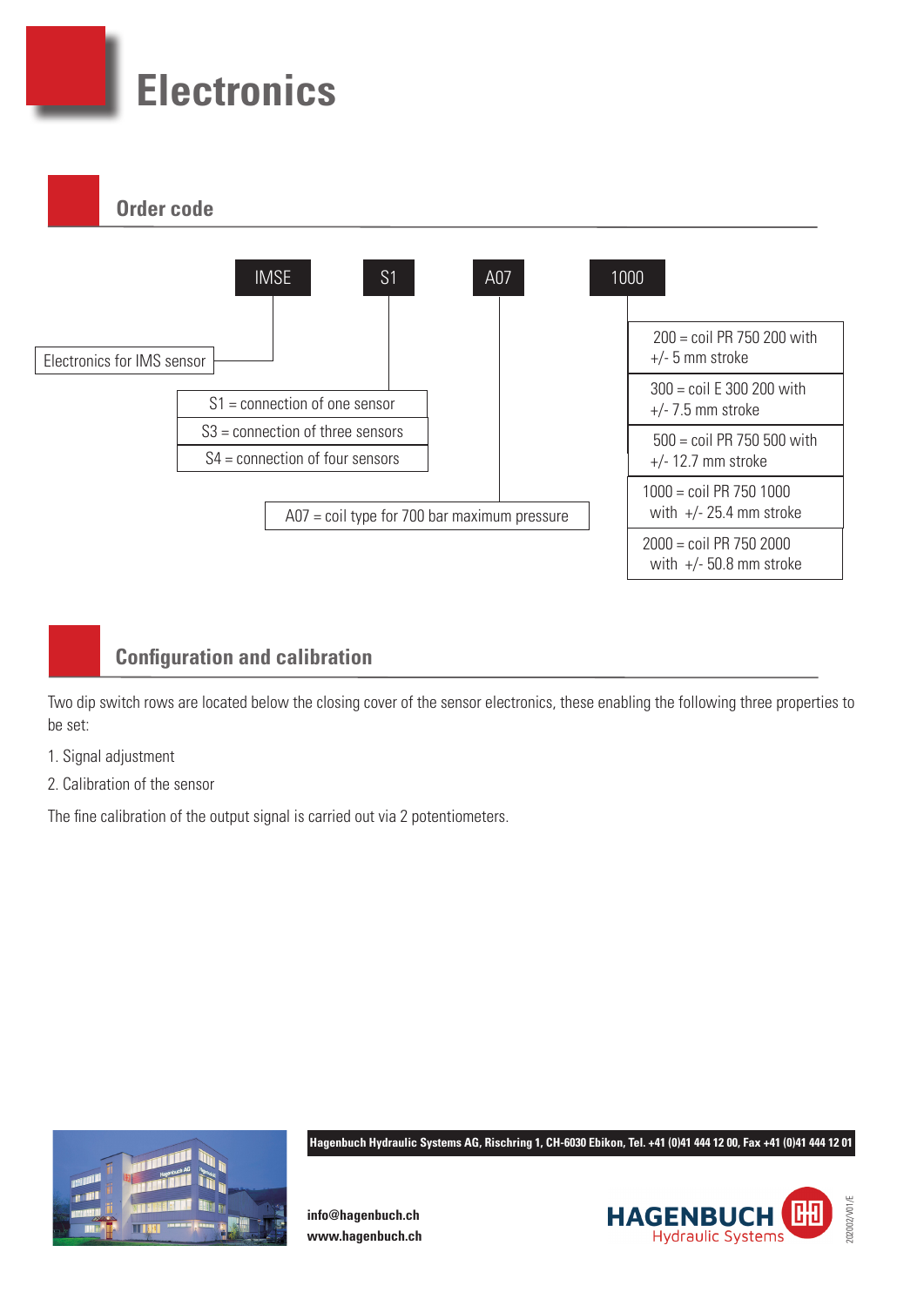# Electronics

## Order code

IMSE | S1 | A07 | 1000

**IMSE**

- Electronics for IMS sensor

**S1**

- S1 = connection of one sensor
- S3 = connection of three sensors
- S4 = connection of four sensors

**A07**

- A07 = coil type for 700 bar maximum pressure

**1000**

- 200 = coil PR 750 200 with +/- 5 mm stroke
- 300 = coil E 300 200 with +/- 7.5 mm stroke
- 500 = coil PR 750 500 with +/- 12.7 mm stroke
- 1000 = coil PR 750 1000 with +/- 25.4 mm stroke
- 2000 = coil PR 750 2000 with +/- 50.8 mm stroke

## Configuration and calibration

Two dip switch rows are located below the closing cover of the sensor electronics, these enabling the following three properties to be set:

1. Signal adjustment
2. Calibration of the sensor

The fine calibration of the output signal is carried out via 2 potentiometers.

Hagenbuch Hydraulic Systems AG, Rischring 1, CH-6030 Ebikon, Tel. +41 (0)41 444 12 00, Fax +41 (0)41 444 12 01

info@hagenbuch.ch
www.hagenbuch.ch

HAGENBUCH Hydraulic Systems

202002/V01/E